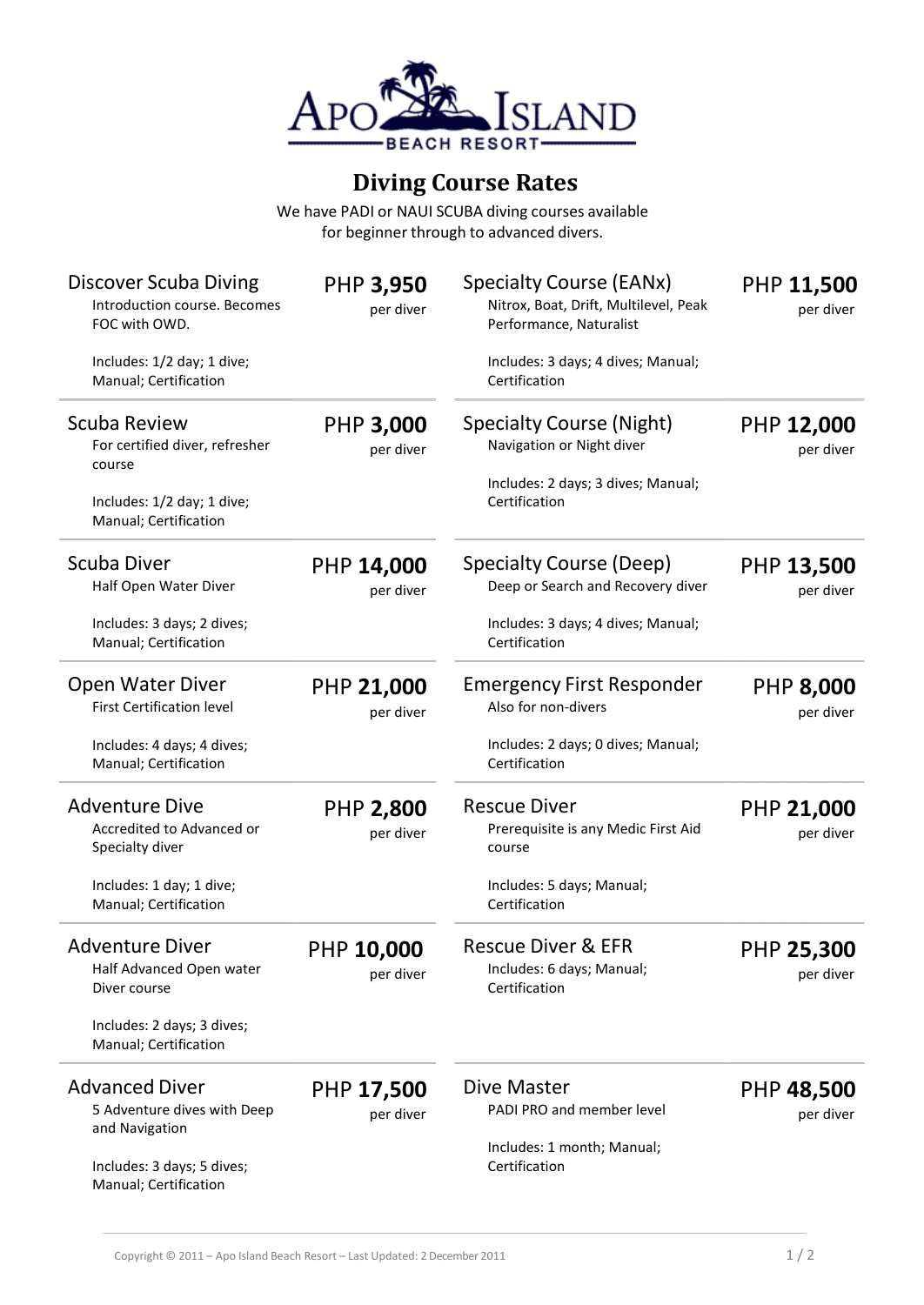# Apo Island Beach Resort

## Diving Course Rates

We have PADI or NAUI SCUBA diving courses available for beginner through to advanced divers.

### Discover Scuba Diving
**PHP 3,950** per diver

Introduction course. Becomes FOC with OWD.

Includes: 1/2 day; 1 dive; Manual; Certification

### Scuba Review
**PHP 3,000** per diver

For certified diver, refresher course

Includes: 1/2 day; 1 dive; Manual; Certification

### Scuba Diver
**PHP 14,000** per diver

Half Open Water Diver

Includes: 3 days; 2 dives; Manual; Certification

### Open Water Diver
**PHP 21,000** per diver

First Certification level

Includes: 4 days; 4 dives; Manual; Certification

### Adventure Dive
**PHP 2,800** per diver

Accredited to Advanced or Specialty diver

Includes: 1 day; 1 dive; Manual; Certification

### Adventure Diver
**PHP 10,000** per diver

Half Advanced Open water Diver course

Includes: 2 days; 3 dives; Manual; Certification

### Advanced Diver
**PHP 17,500** per diver

5 Adventure dives with Deep and Navigation

Includes: 3 days; 5 dives; Manual; Certification

### Specialty Course (EANx)
**PHP 11,500** per diver

Nitrox, Boat, Drift, Multilevel, Peak Performance, Naturalist

Includes: 3 days; 4 dives; Manual; Certification

### Specialty Course (Night)
**PHP 12,000** per diver

Navigation or Night diver

Includes: 2 days; 3 dives; Manual; Certification

### Specialty Course (Deep)
**PHP 13,500** per diver

Deep or Search and Recovery diver

Includes: 3 days; 4 dives; Manual; Certification

### Emergency First Responder
**PHP 8,000** per diver

Also for non-divers

Includes: 2 days; 0 dives; Manual; Certification

### Rescue Diver
**PHP 21,000** per diver

Prerequisite is any Medic First Aid course

Includes: 5 days; Manual; Certification

### Rescue Diver & EFR
**PHP 25,300** per diver

Includes: 6 days; Manual; Certification

### Dive Master
**PHP 48,500** per diver

PADI PRO and member level

Includes: 1 month; Manual; Certification

Copyright © 2011 – Apo Island Beach Resort – Last Updated: 2 December 2011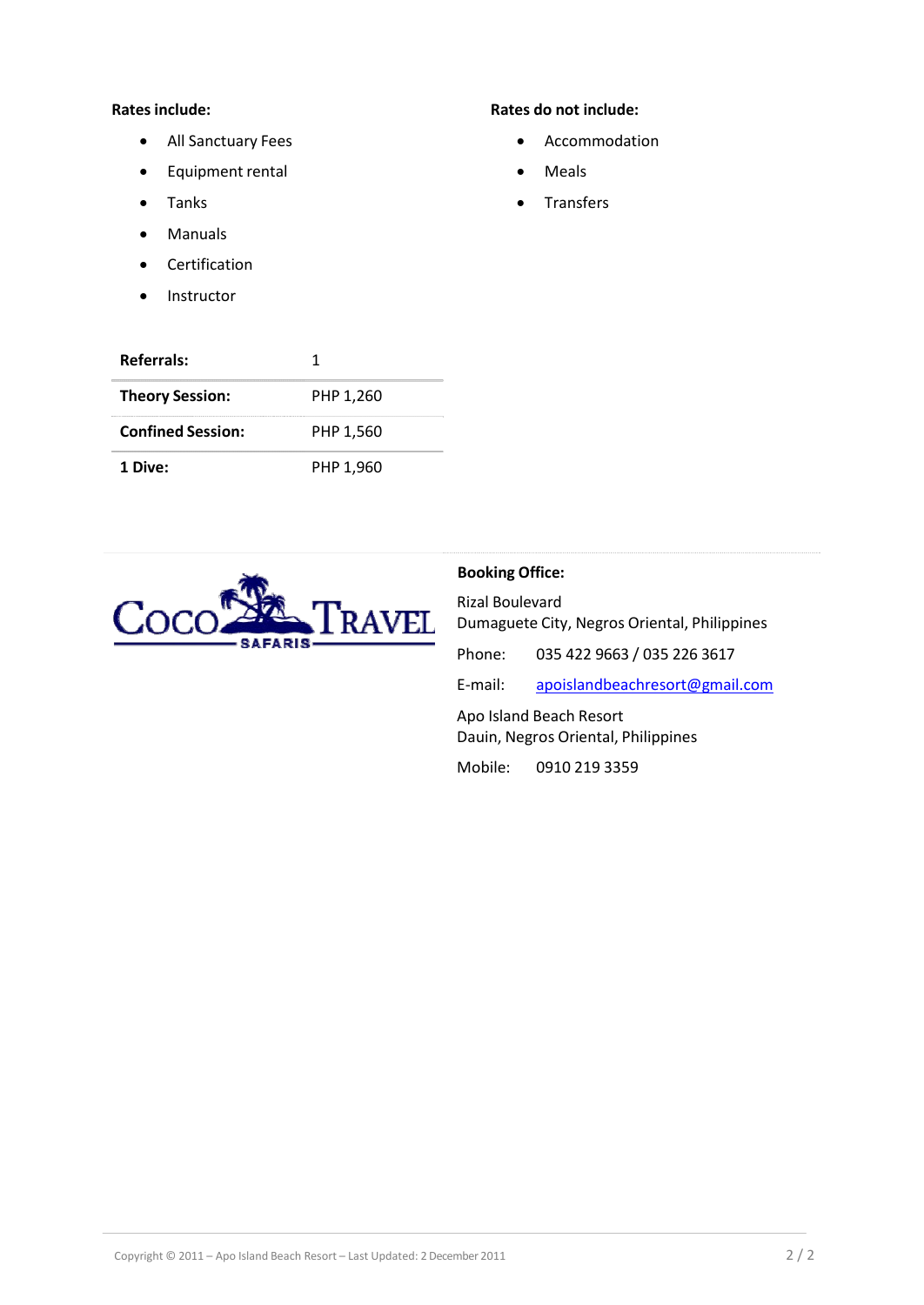**Rates include:**

- All Sanctuary Fees
- Equipment rental
- Tanks
- Manuals
- Certification
- Instructor

**Rates do not include:**

- Accommodation
- Meals
- Transfers

| **Referrals:** | 1 |
|---|---|
| **Theory Session:** | PHP 1,260 |
| **Confined Session:** | PHP 1,560 |
| **1 Dive:** | PHP 1,960 |

**Booking Office:**

Rizal Boulevard
Dumaguete City, Negros Oriental, Philippines

Phone: 035 422 9663 / 035 226 3617

E-mail: apoislandbeachresort@gmail.com

Apo Island Beach Resort
Dauin, Negros Oriental, Philippines

Mobile: 0910 219 3359

Copyright © 2011 – Apo Island Beach Resort – Last Updated: 2 December 2011